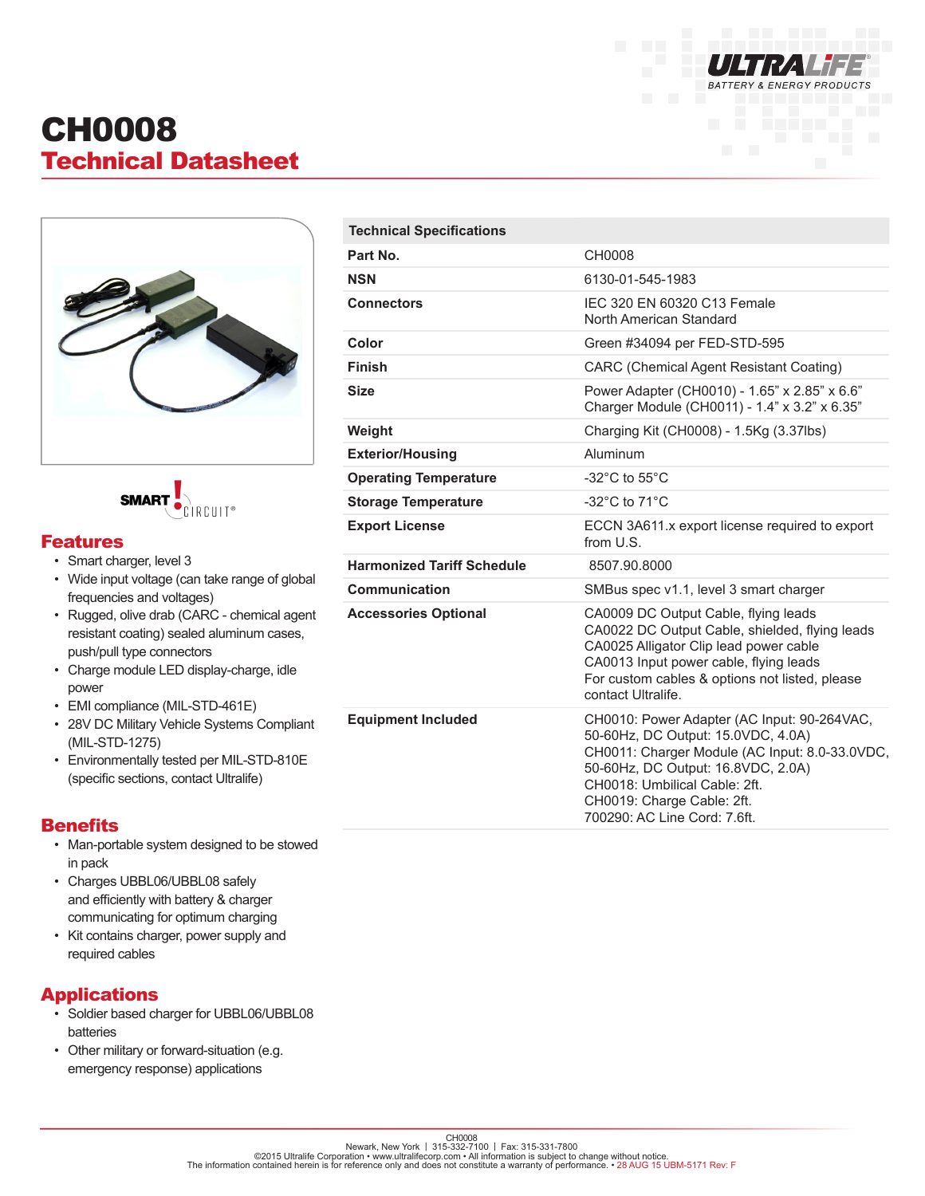# CH0008

## Technical Datasheet

SMART CIRCUIT®

## Features

- Smart charger, level 3
- Wide input voltage (can take range of global frequencies and voltages)
- Rugged, olive drab (CARC - chemical agent resistant coating) sealed aluminum cases, push/pull type connectors
- Charge module LED display-charge, idle power
- EMI compliance (MIL-STD-461E)
- 28V DC Military Vehicle Systems Compliant (MIL-STD-1275)
- Environmentally tested per MIL-STD-810E (specific sections, contact Ultralife)

## Benefits

- Man-portable system designed to be stowed in pack
- Charges UBBL06/UBBL08 safely and efficiently with battery & charger communicating for optimum charging
- Kit contains charger, power supply and required cables

## Applications

- Soldier based charger for UBBL06/UBBL08 batteries
- Other military or forward-situation (e.g. emergency response) applications

| Technical Specifications | |
|---|---|
| **Part No.** | CH0008 |
| **NSN** | 6130-01-545-1983 |
| **Connectors** | IEC 320 EN 60320 C13 Female<br>North American Standard |
| **Color** | Green #34094 per FED-STD-595 |
| **Finish** | CARC (Chemical Agent Resistant Coating) |
| **Size** | Power Adapter (CH0010) - 1.65” x 2.85” x 6.6”<br>Charger Module (CH0011) - 1.4” x 3.2” x 6.35” |
| **Weight** | Charging Kit (CH0008) - 1.5Kg (3.37lbs) |
| **Exterior/Housing** | Aluminum |
| **Operating Temperature** | -32°C to 55°C |
| **Storage Temperature** | -32°C to 71°C |
| **Export License** | ECCN 3A611.x export license required to export from U.S. |
| **Harmonized Tariff Schedule** | 8507.90.8000 |
| **Communication** | SMBus spec v1.1, level 3 smart charger |
| **Accessories Optional** | CA0009 DC Output Cable, flying leads<br>CA0022 DC Output Cable, shielded, flying leads<br>CA0025 Alligator Clip lead power cable<br>CA0013 Input power cable, flying leads<br>For custom cables & options not listed, please contact Ultralife. |
| **Equipment Included** | CH0010: Power Adapter (AC Input: 90-264VAC, 50-60Hz, DC Output: 15.0VDC, 4.0A)<br>CH0011: Charger Module (AC Input: 8.0-33.0VDC, 50-60Hz, DC Output: 16.8VDC, 2.0A)<br>CH0018: Umbilical Cable: 2ft.<br>CH0019: Charge Cable: 2ft.<br>700290: AC Line Cord: 7.6ft. |

CH0008
Newark, New York | 315-332-7100 | Fax: 315-331-7800
©2015 Ultralife Corporation • www.ultralifecorp.com • All information is subject to change without notice.
The information contained herein is for reference only and does not constitute a warranty of performance. • 28 AUG 15 UBM-5171 Rev: F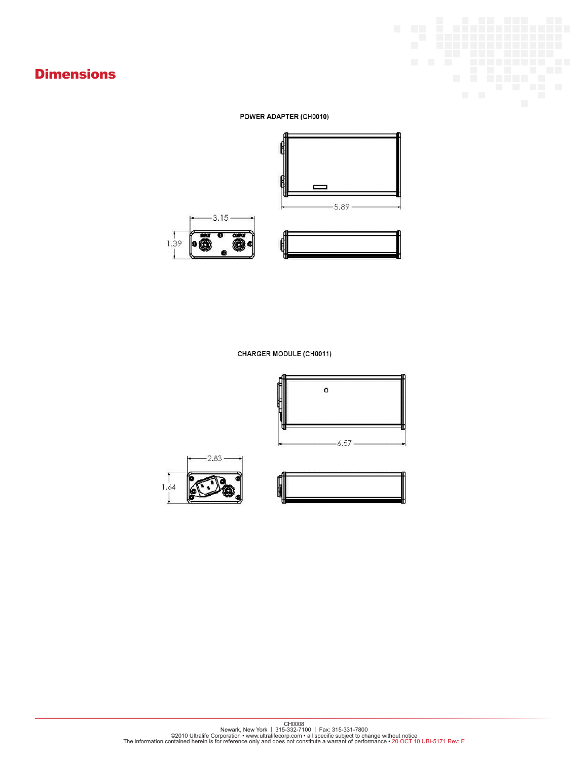# Dimensions

POWER ADAPTER (CH0010)

5.89

3.15

1.39

INPUT OUTPUT

CHARGER MODULE (CH0011)

6.57

2.83

1.64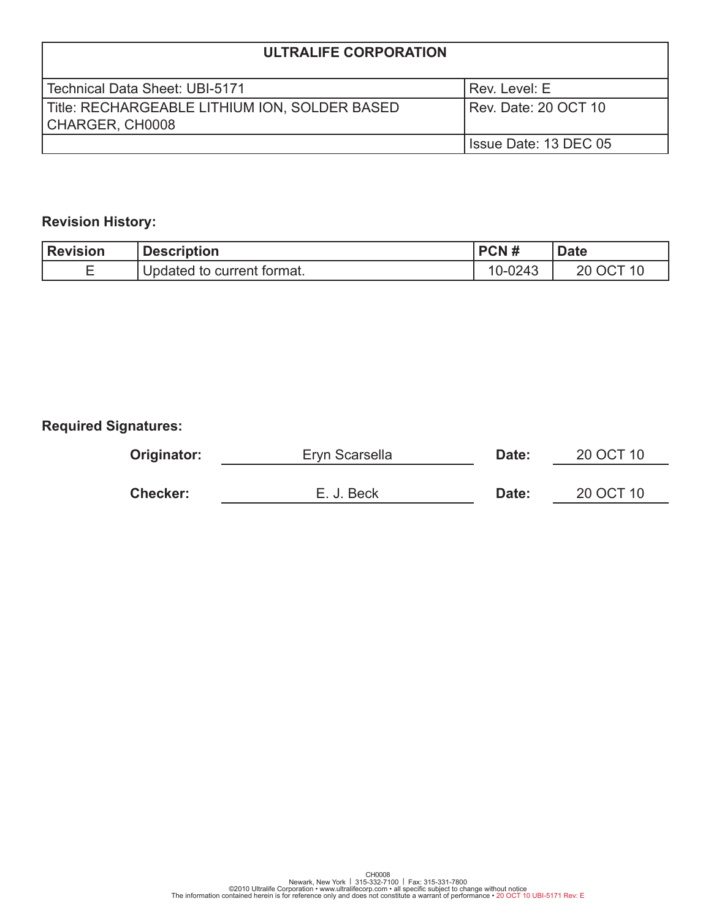| ULTRALIFE CORPORATION | |
|---|---|
| Technical Data Sheet: UBI-5171 | Rev. Level: E |
| Title: RECHARGEABLE LITHIUM ION, SOLDER BASED CHARGER, CH0008 | Rev. Date: 20 OCT 10 |
| | Issue Date: 13 DEC 05 |

**Revision History:**

| Revision | Description | PCN # | Date |
|---|---|---|---|
| E | Updated to current format. | 10-0243 | 20 OCT 10 |

**Required Signatures:**

| | | | |
|---|---|---|---|
| **Originator:** | Eryn Scarsella | **Date:** | 20 OCT 10 |
| **Checker:** | E. J. Beck | **Date:** | 20 OCT 10 |

CH0008
Newark, New York | 315-332-7100 | Fax: 315-331-7800
©2010 Ultralife Corporation • www.ultralifecorp.com • all specific subject to change without notice
The information contained herein is for reference only and does not constitute a warrant of performance • 20 OCT 10 UBI-5171 Rev: E